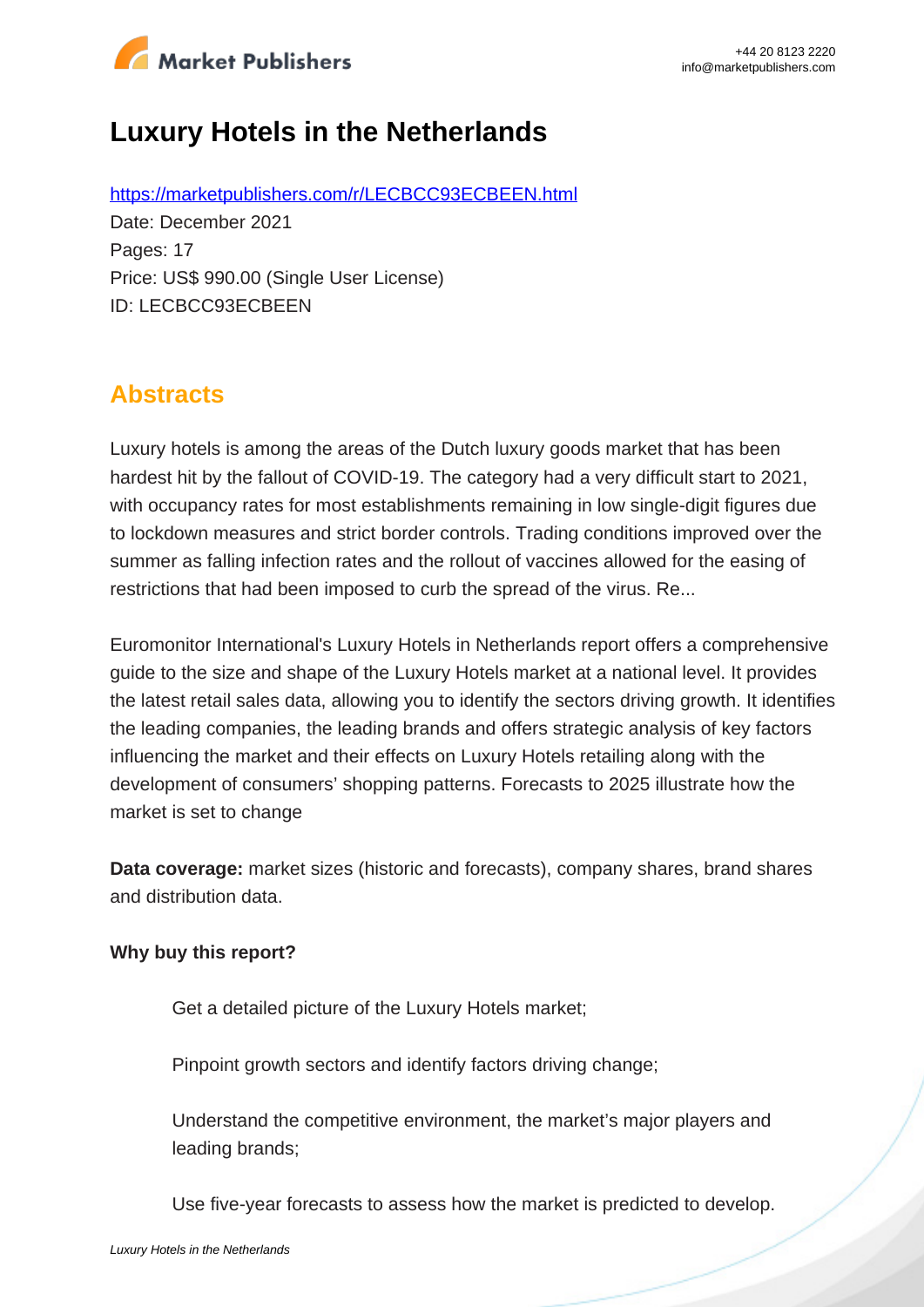# Luxury Hotels in the Netherlands

https://marketpublishers.com/r/LECBCC93ECBEEN.html

Date: December 2021

Pages: 17

Price: US$ 990.00 (Single User License)

ID: LECBCC93ECBEEN

## Abstracts

Luxury hotels is among the areas of the Dutch luxury goods market that has been hardest hit by the fallout of COVID-19. The category had a very difficult start to 2021, with occupancy rates for most establishments remaining in low single-digit figures due to lockdown measures and strict border controls. Trading conditions improved over the summer as falling infection rates and the rollout of vaccines allowed for the easing of restrictions that had been imposed to curb the spread of the virus. Re...

Euromonitor International's Luxury Hotels in Netherlands report offers a comprehensive guide to the size and shape of the Luxury Hotels market at a national level. It provides the latest retail sales data, allowing you to identify the sectors driving growth. It identifies the leading companies, the leading brands and offers strategic analysis of key factors influencing the market and their effects on Luxury Hotels retailing along with the development of consumers' shopping patterns. Forecasts to 2025 illustrate how the market is set to change

**Data coverage:** market sizes (historic and forecasts), company shares, brand shares and distribution data.

**Why buy this report?**

- Get a detailed picture of the Luxury Hotels market;
- Pinpoint growth sectors and identify factors driving change;
- Understand the competitive environment, the market's major players and leading brands;
- Use five-year forecasts to assess how the market is predicted to develop.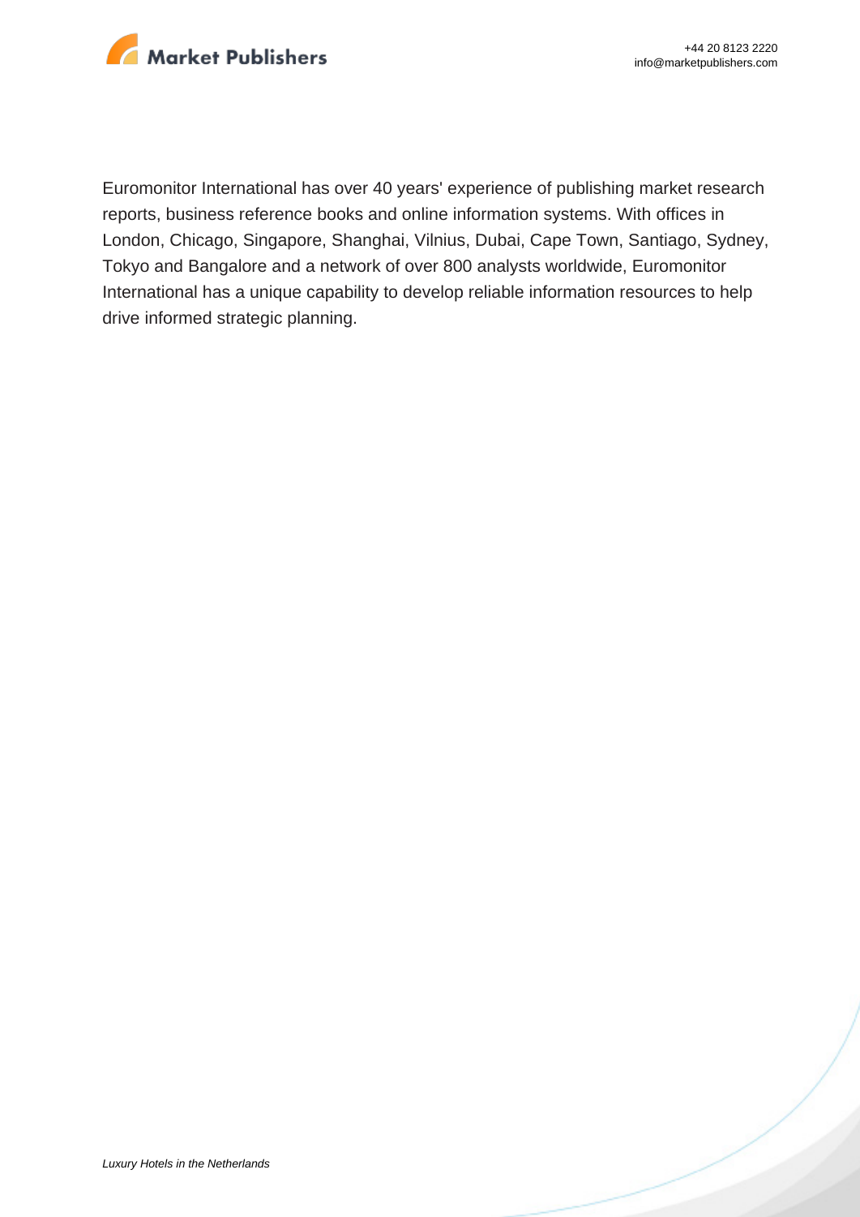Euromonitor International has over 40 years' experience of publishing market research reports, business reference books and online information systems. With offices in London, Chicago, Singapore, Shanghai, Vilnius, Dubai, Cape Town, Santiago, Sydney, Tokyo and Bangalore and a network of over 800 analysts worldwide, Euromonitor International has a unique capability to develop reliable information resources to help drive informed strategic planning.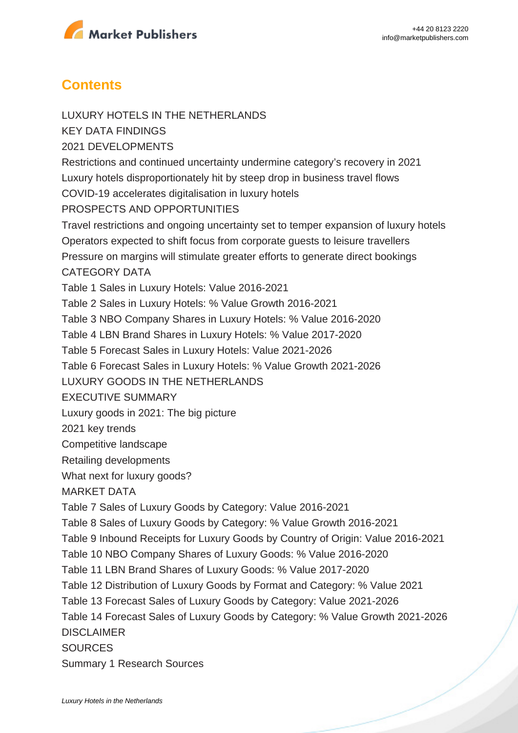## Contents

LUXURY HOTELS IN THE NETHERLANDS
KEY DATA FINDINGS
2021 DEVELOPMENTS
Restrictions and continued uncertainty undermine category's recovery in 2021
Luxury hotels disproportionately hit by steep drop in business travel flows
COVID-19 accelerates digitalisation in luxury hotels
PROSPECTS AND OPPORTUNITIES
Travel restrictions and ongoing uncertainty set to temper expansion of luxury hotels
Operators expected to shift focus from corporate guests to leisure travellers
Pressure on margins will stimulate greater efforts to generate direct bookings
CATEGORY DATA
Table 1 Sales in Luxury Hotels: Value 2016-2021
Table 2 Sales in Luxury Hotels: % Value Growth 2016-2021
Table 3 NBO Company Shares in Luxury Hotels: % Value 2016-2020
Table 4 LBN Brand Shares in Luxury Hotels: % Value 2017-2020
Table 5 Forecast Sales in Luxury Hotels: Value 2021-2026
Table 6 Forecast Sales in Luxury Hotels: % Value Growth 2021-2026
LUXURY GOODS IN THE NETHERLANDS
EXECUTIVE SUMMARY
Luxury goods in 2021: The big picture
2021 key trends
Competitive landscape
Retailing developments
What next for luxury goods?
MARKET DATA
Table 7 Sales of Luxury Goods by Category: Value 2016-2021
Table 8 Sales of Luxury Goods by Category: % Value Growth 2016-2021
Table 9 Inbound Receipts for Luxury Goods by Country of Origin: Value 2016-2021
Table 10 NBO Company Shares of Luxury Goods: % Value 2016-2020
Table 11 LBN Brand Shares of Luxury Goods: % Value 2017-2020
Table 12 Distribution of Luxury Goods by Format and Category: % Value 2021
Table 13 Forecast Sales of Luxury Goods by Category: Value 2021-2026
Table 14 Forecast Sales of Luxury Goods by Category: % Value Growth 2021-2026
DISCLAIMER
SOURCES
Summary 1 Research Sources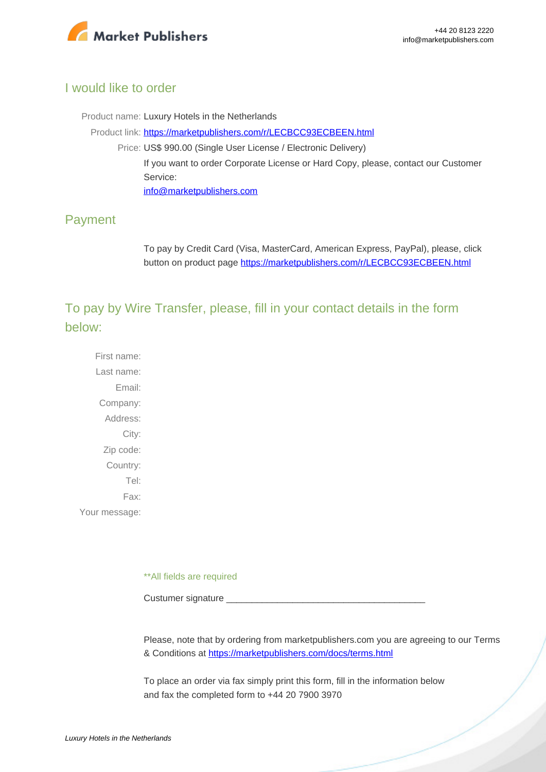## I would like to order

Product name: Luxury Hotels in the Netherlands

Product link: [https://marketpublishers.com/r/LECBCC93ECBEEN.html](https://marketpublishers.com/r/LECBCC93ECBEEN.html)

Price: US$ 990.00 (Single User License / Electronic Delivery)

If you want to order Corporate License or Hard Copy, please, contact our Customer Service:

[info@marketpublishers.com](mailto:info@marketpublishers.com)

## Payment

To pay by Credit Card (Visa, MasterCard, American Express, PayPal), please, click button on product page [https://marketpublishers.com/r/LECBCC93ECBEEN.html](https://marketpublishers.com/r/LECBCC93ECBEEN.html)

## To pay by Wire Transfer, please, fill in your contact details in the form below:

First name:

Last name:

Email:

Company:

Address:

City:

Zip code:

Country:

Tel:

Fax:

Your message:

**All fields are required

Custumer signature _______________________________________

Please, note that by ordering from marketpublishers.com you are agreeing to our Terms & Conditions at [https://marketpublishers.com/docs/terms.html](https://marketpublishers.com/docs/terms.html)

To place an order via fax simply print this form, fill in the information below and fax the completed form to +44 20 7900 3970